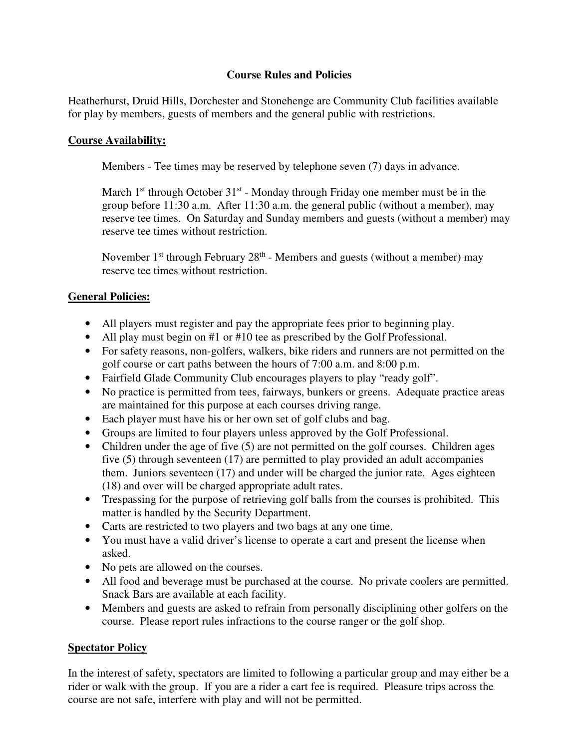# Course Rules and Policies

Heatherhurst, Druid Hills, Dorchester and Stonehenge are Community Club facilities available for play by members, guests of members and the general public with restrictions.

## Course Availability:

Members - Tee times may be reserved by telephone seven (7) days in advance.

March 1st through October 31st - Monday through Friday one member must be in the group before 11:30 a.m. After 11:30 a.m. the general public (without a member), may reserve tee times. On Saturday and Sunday members and guests (without a member) may reserve tee times without restriction.

November 1st through February 28th - Members and guests (without a member) may reserve tee times without restriction.

## General Policies:

- All players must register and pay the appropriate fees prior to beginning play.
- All play must begin on #1 or #10 tee as prescribed by the Golf Professional.
- For safety reasons, non-golfers, walkers, bike riders and runners are not permitted on the golf course or cart paths between the hours of 7:00 a.m. and 8:00 p.m.
- Fairfield Glade Community Club encourages players to play "ready golf".
- No practice is permitted from tees, fairways, bunkers or greens. Adequate practice areas are maintained for this purpose at each courses driving range.
- Each player must have his or her own set of golf clubs and bag.
- Groups are limited to four players unless approved by the Golf Professional.
- Children under the age of five (5) are not permitted on the golf courses. Children ages five (5) through seventeen (17) are permitted to play provided an adult accompanies them. Juniors seventeen (17) and under will be charged the junior rate. Ages eighteen (18) and over will be charged appropriate adult rates.
- Trespassing for the purpose of retrieving golf balls from the courses is prohibited. This matter is handled by the Security Department.
- Carts are restricted to two players and two bags at any one time.
- You must have a valid driver's license to operate a cart and present the license when asked.
- No pets are allowed on the courses.
- All food and beverage must be purchased at the course. No private coolers are permitted. Snack Bars are available at each facility.
- Members and guests are asked to refrain from personally disciplining other golfers on the course. Please report rules infractions to the course ranger or the golf shop.

## Spectator Policy

In the interest of safety, spectators are limited to following a particular group and may either be a rider or walk with the group. If you are a rider a cart fee is required. Pleasure trips across the course are not safe, interfere with play and will not be permitted.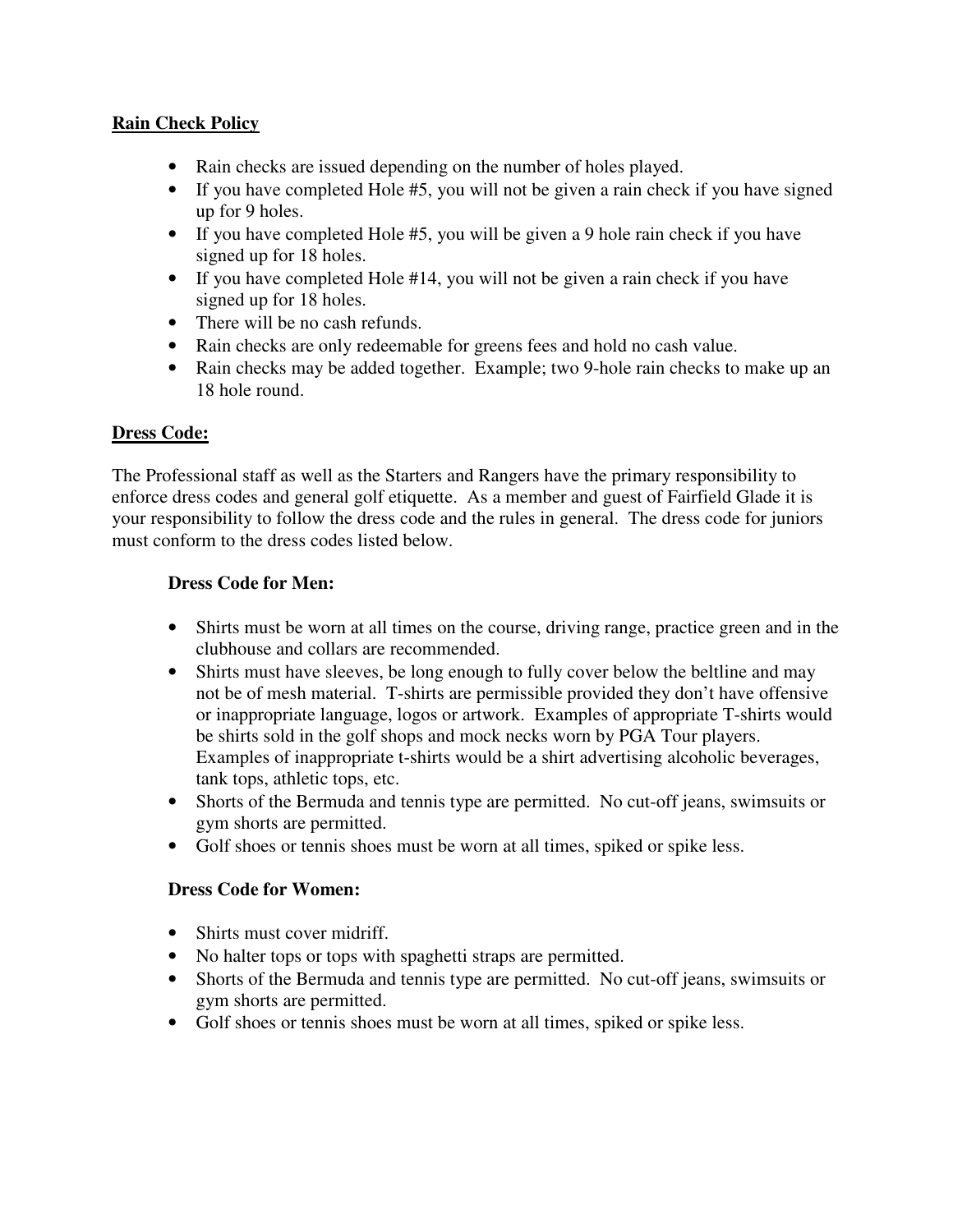**Rain Check Policy**

- Rain checks are issued depending on the number of holes played.
- If you have completed Hole #5, you will not be given a rain check if you have signed up for 9 holes.
- If you have completed Hole #5, you will be given a 9 hole rain check if you have signed up for 18 holes.
- If you have completed Hole #14, you will not be given a rain check if you have signed up for 18 holes.
- There will be no cash refunds.
- Rain checks are only redeemable for greens fees and hold no cash value.
- Rain checks may be added together. Example; two 9-hole rain checks to make up an 18 hole round.

**Dress Code:**

The Professional staff as well as the Starters and Rangers have the primary responsibility to enforce dress codes and general golf etiquette. As a member and guest of Fairfield Glade it is your responsibility to follow the dress code and the rules in general. The dress code for juniors must conform to the dress codes listed below.

**Dress Code for Men:**

- Shirts must be worn at all times on the course, driving range, practice green and in the clubhouse and collars are recommended.
- Shirts must have sleeves, be long enough to fully cover below the beltline and may not be of mesh material. T-shirts are permissible provided they don't have offensive or inappropriate language, logos or artwork. Examples of appropriate T-shirts would be shirts sold in the golf shops and mock necks worn by PGA Tour players. Examples of inappropriate t-shirts would be a shirt advertising alcoholic beverages, tank tops, athletic tops, etc.
- Shorts of the Bermuda and tennis type are permitted. No cut-off jeans, swimsuits or gym shorts are permitted.
- Golf shoes or tennis shoes must be worn at all times, spiked or spike less.

**Dress Code for Women:**

- Shirts must cover midriff.
- No halter tops or tops with spaghetti straps are permitted.
- Shorts of the Bermuda and tennis type are permitted. No cut-off jeans, swimsuits or gym shorts are permitted.
- Golf shoes or tennis shoes must be worn at all times, spiked or spike less.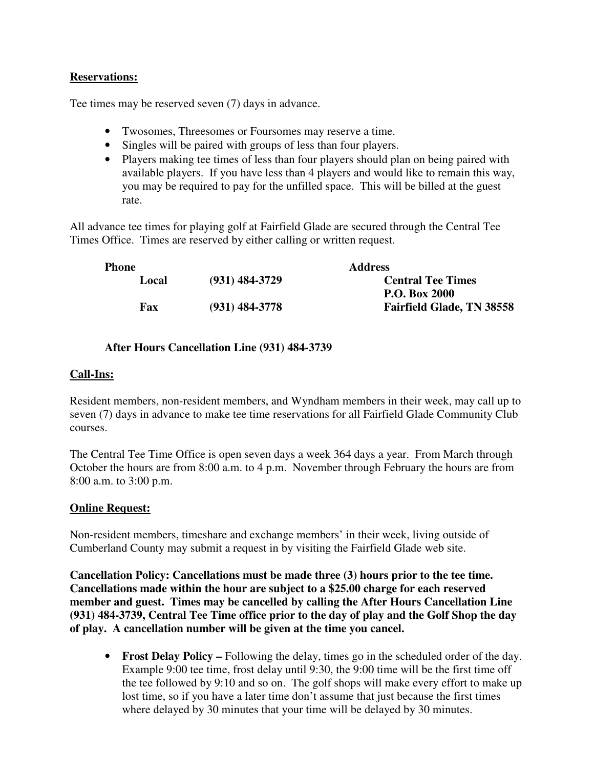**Reservations:**

Tee times may be reserved seven (7) days in advance.

- Twosomes, Threesomes or Foursomes may reserve a time.
- Singles will be paired with groups of less than four players.
- Players making tee times of less than four players should plan on being paired with available players. If you have less than 4 players and would like to remain this way, you may be required to pay for the unfilled space. This will be billed at the guest rate.

All advance tee times for playing golf at Fairfield Glade are secured through the Central Tee Times Office. Times are reserved by either calling or written request.

| **Phone** | | **Address** |
|---|---|---|
| **Local** | **(931) 484-3729** | **Central Tee Times** |
| | | **P.O. Box 2000** |
| **Fax** | **(931) 484-3778** | **Fairfield Glade, TN 38558** |

**After Hours Cancellation Line (931) 484-3739**

**Call-Ins:**

Resident members, non-resident members, and Wyndham members in their week, may call up to seven (7) days in advance to make tee time reservations for all Fairfield Glade Community Club courses.

The Central Tee Time Office is open seven days a week 364 days a year. From March through October the hours are from 8:00 a.m. to 4 p.m. November through February the hours are from 8:00 a.m. to 3:00 p.m.

**Online Request:**

Non-resident members, timeshare and exchange members' in their week, living outside of Cumberland County may submit a request in by visiting the Fairfield Glade web site.

**Cancellation Policy: Cancellations must be made three (3) hours prior to the tee time. Cancellations made within the hour are subject to a $25.00 charge for each reserved member and guest. Times may be cancelled by calling the After Hours Cancellation Line (931) 484-3739, Central Tee Time office prior to the day of play and the Golf Shop the day of play. A cancellation number will be given at the time you cancel.**

- **Frost Delay Policy –** Following the delay, times go in the scheduled order of the day. Example 9:00 tee time, frost delay until 9:30, the 9:00 time will be the first time off the tee followed by 9:10 and so on. The golf shops will make every effort to make up lost time, so if you have a later time don't assume that just because the first times where delayed by 30 minutes that your time will be delayed by 30 minutes.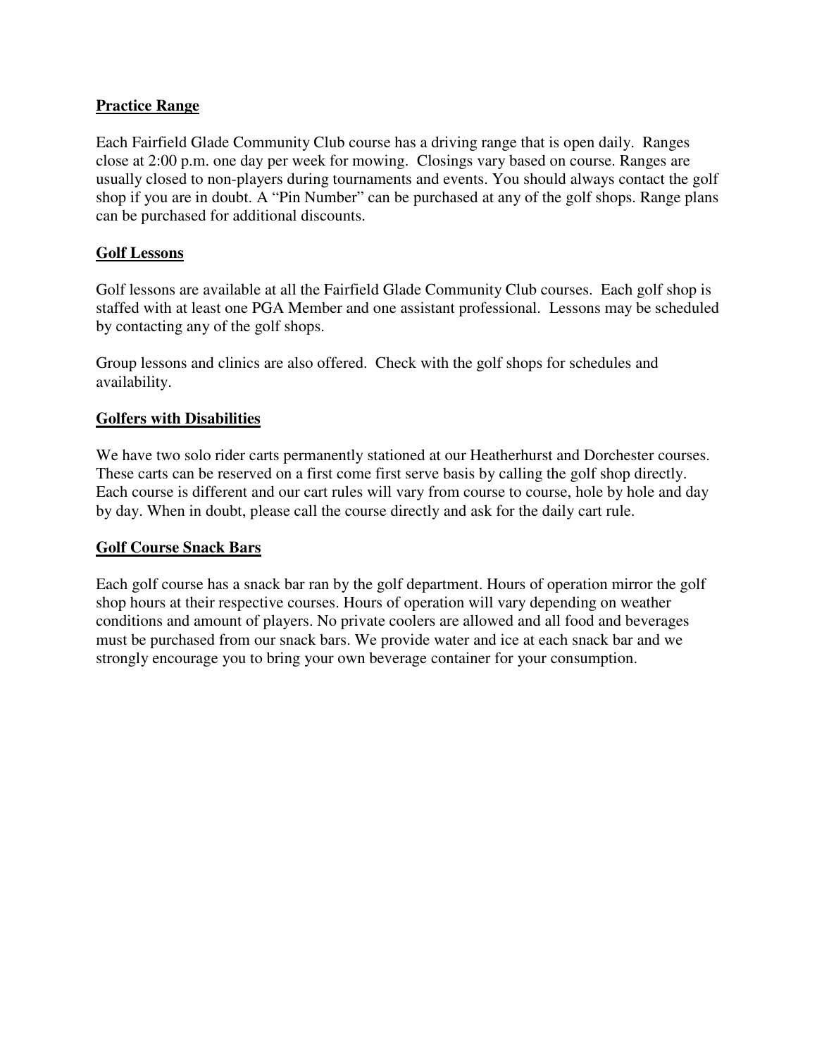## Practice Range

Each Fairfield Glade Community Club course has a driving range that is open daily. Ranges close at 2:00 p.m. one day per week for mowing. Closings vary based on course. Ranges are usually closed to non-players during tournaments and events. You should always contact the golf shop if you are in doubt. A "Pin Number" can be purchased at any of the golf shops. Range plans can be purchased for additional discounts.

## Golf Lessons

Golf lessons are available at all the Fairfield Glade Community Club courses. Each golf shop is staffed with at least one PGA Member and one assistant professional. Lessons may be scheduled by contacting any of the golf shops.

Group lessons and clinics are also offered. Check with the golf shops for schedules and availability.

## Golfers with Disabilities

We have two solo rider carts permanently stationed at our Heatherhurst and Dorchester courses. These carts can be reserved on a first come first serve basis by calling the golf shop directly. Each course is different and our cart rules will vary from course to course, hole by hole and day by day. When in doubt, please call the course directly and ask for the daily cart rule.

## Golf Course Snack Bars

Each golf course has a snack bar ran by the golf department. Hours of operation mirror the golf shop hours at their respective courses. Hours of operation will vary depending on weather conditions and amount of players. No private coolers are allowed and all food and beverages must be purchased from our snack bars. We provide water and ice at each snack bar and we strongly encourage you to bring your own beverage container for your consumption.